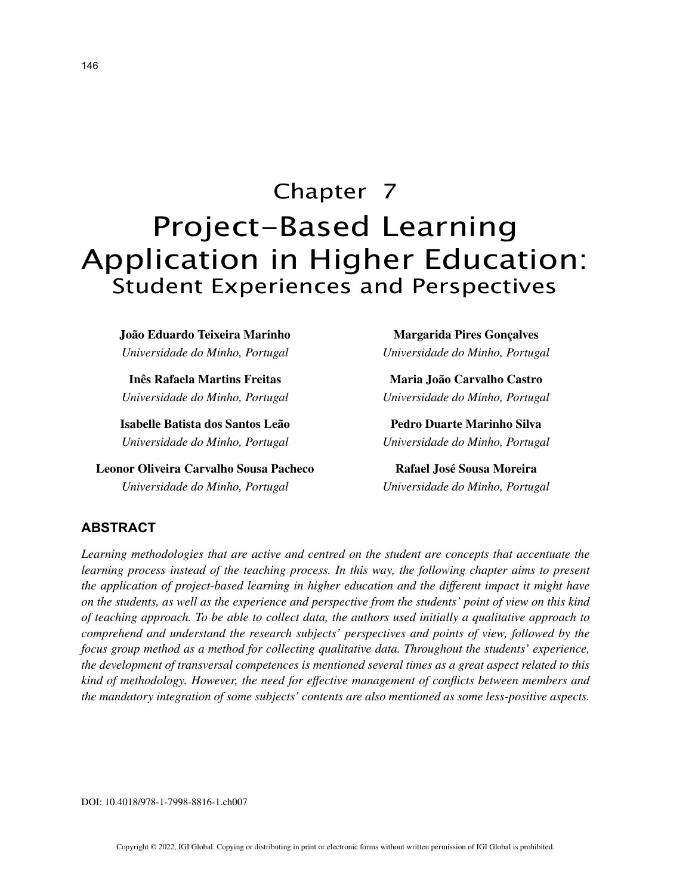# Chapter 7

# Project-Based Learning Application in Higher Education:

## Student Experiences and Perspectives

**João Eduardo Teixeira Marinho**
*Universidade do Minho, Portugal*

**Inês Rafaela Martins Freitas**
*Universidade do Minho, Portugal*

**Isabelle Batista dos Santos Leão**
*Universidade do Minho, Portugal*

**Leonor Oliveira Carvalho Sousa Pacheco**
*Universidade do Minho, Portugal*

**Margarida Pires Gonçalves**
*Universidade do Minho, Portugal*

**Maria João Carvalho Castro**
*Universidade do Minho, Portugal*

**Pedro Duarte Marinho Silva**
*Universidade do Minho, Portugal*

**Rafael José Sousa Moreira**
*Universidade do Minho, Portugal*

## ABSTRACT

*Learning methodologies that are active and centred on the student are concepts that accentuate the learning process instead of the teaching process. In this way, the following chapter aims to present the application of project-based learning in higher education and the different impact it might have on the students, as well as the experience and perspective from the students' point of view on this kind of teaching approach. To be able to collect data, the authors used initially a qualitative approach to comprehend and understand the research subjects' perspectives and points of view, followed by the focus group method as a method for collecting qualitative data. Throughout the students' experience, the development of transversal competences is mentioned several times as a great aspect related to this kind of methodology. However, the need for effective management of conflicts between members and the mandatory integration of some subjects' contents are also mentioned as some less-positive aspects.*

DOI: 10.4018/978-1-7998-8816-1.ch007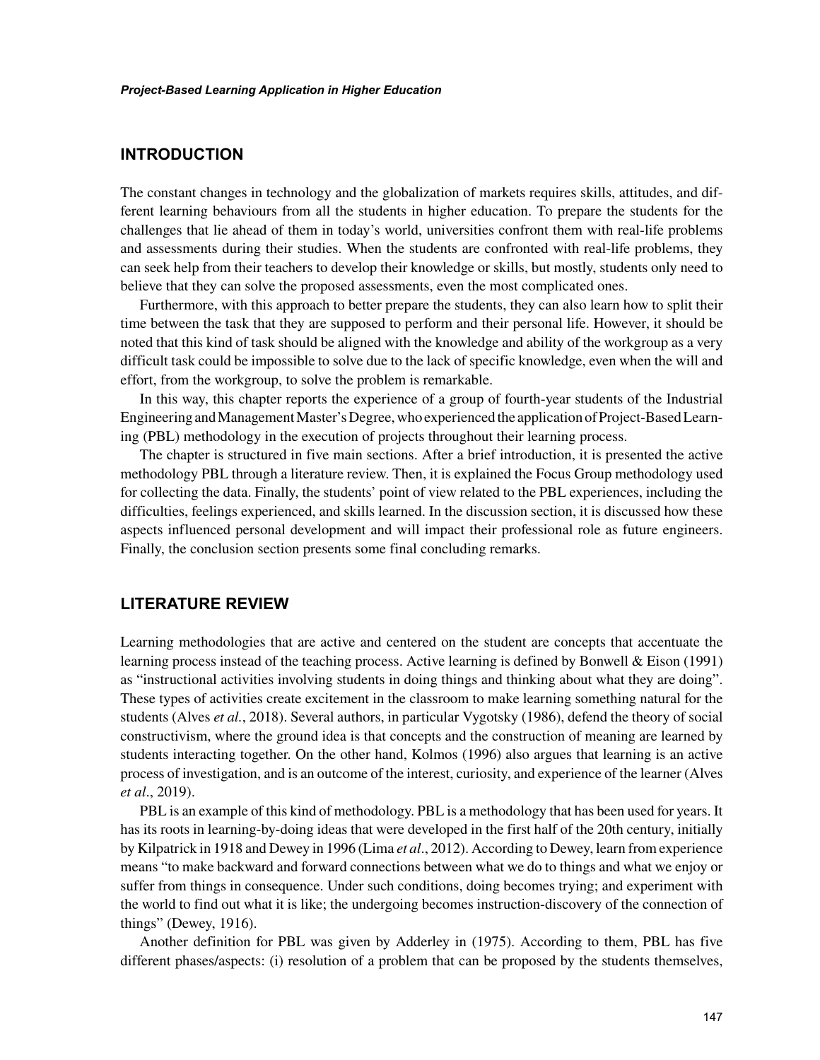## INTRODUCTION

The constant changes in technology and the globalization of markets requires skills, attitudes, and different learning behaviours from all the students in higher education. To prepare the students for the challenges that lie ahead of them in today's world, universities confront them with real-life problems and assessments during their studies. When the students are confronted with real-life problems, they can seek help from their teachers to develop their knowledge or skills, but mostly, students only need to believe that they can solve the proposed assessments, even the most complicated ones.

Furthermore, with this approach to better prepare the students, they can also learn how to split their time between the task that they are supposed to perform and their personal life. However, it should be noted that this kind of task should be aligned with the knowledge and ability of the workgroup as a very difficult task could be impossible to solve due to the lack of specific knowledge, even when the will and effort, from the workgroup, to solve the problem is remarkable.

In this way, this chapter reports the experience of a group of fourth-year students of the Industrial Engineering and Management Master's Degree, who experienced the application of Project-Based Learning (PBL) methodology in the execution of projects throughout their learning process.

The chapter is structured in five main sections. After a brief introduction, it is presented the active methodology PBL through a literature review. Then, it is explained the Focus Group methodology used for collecting the data. Finally, the students' point of view related to the PBL experiences, including the difficulties, feelings experienced, and skills learned. In the discussion section, it is discussed how these aspects influenced personal development and will impact their professional role as future engineers. Finally, the conclusion section presents some final concluding remarks.

## LITERATURE REVIEW

Learning methodologies that are active and centered on the student are concepts that accentuate the learning process instead of the teaching process. Active learning is defined by Bonwell & Eison (1991) as "instructional activities involving students in doing things and thinking about what they are doing". These types of activities create excitement in the classroom to make learning something natural for the students (Alves *et al.*, 2018). Several authors, in particular Vygotsky (1986), defend the theory of social constructivism, where the ground idea is that concepts and the construction of meaning are learned by students interacting together. On the other hand, Kolmos (1996) also argues that learning is an active process of investigation, and is an outcome of the interest, curiosity, and experience of the learner (Alves *et al*., 2019).

PBL is an example of this kind of methodology. PBL is a methodology that has been used for years. It has its roots in learning-by-doing ideas that were developed in the first half of the 20th century, initially by Kilpatrick in 1918 and Dewey in 1996 (Lima *et al*., 2012). According to Dewey, learn from experience means "to make backward and forward connections between what we do to things and what we enjoy or suffer from things in consequence. Under such conditions, doing becomes trying; and experiment with the world to find out what it is like; the undergoing becomes instruction-discovery of the connection of things" (Dewey, 1916).

Another definition for PBL was given by Adderley in (1975). According to them, PBL has five different phases/aspects: (i) resolution of a problem that can be proposed by the students themselves,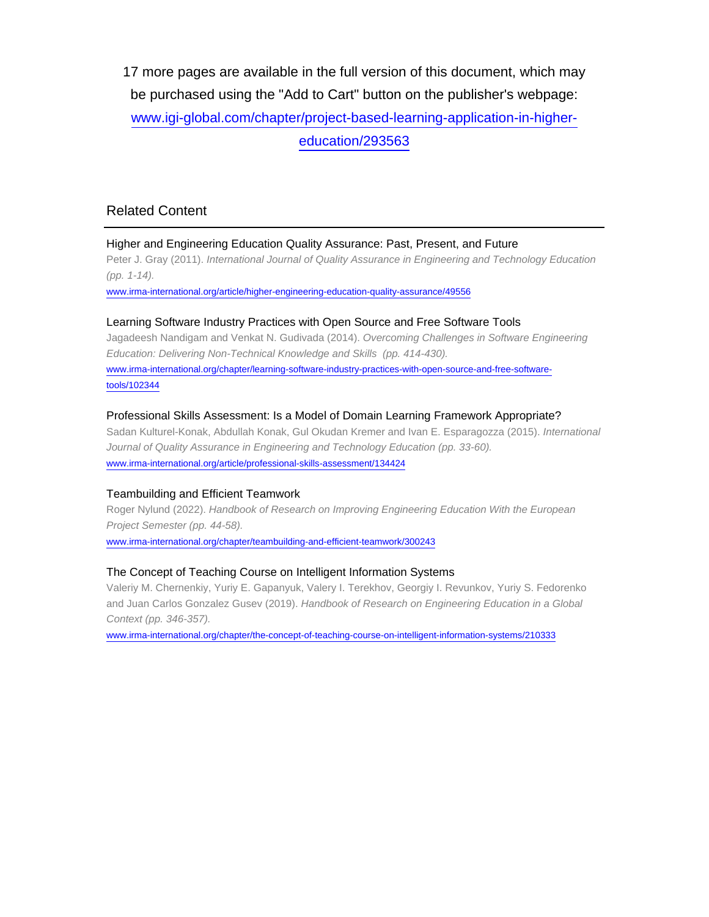17 more pages are available in the full version of this document, which may be purchased using the "Add to Cart" button on the publisher's webpage: [www.igi-global.com/chapter/project-based-learning-application-in-higher-education/293563](www.igi-global.com/chapter/project-based-learning-application-in-higher-education/293563)

## Related Content

**Higher and Engineering Education Quality Assurance: Past, Present, and Future**
Peter J. Gray (2011). *International Journal of Quality Assurance in Engineering and Technology Education (pp. 1-14).*
[www.irma-international.org/article/higher-engineering-education-quality-assurance/49556](www.irma-international.org/article/higher-engineering-education-quality-assurance/49556)

**Learning Software Industry Practices with Open Source and Free Software Tools**
Jagadeesh Nandigam and Venkat N. Gudivada (2014). *Overcoming Challenges in Software Engineering Education: Delivering Non-Technical Knowledge and Skills (pp. 414-430).*
[www.irma-international.org/chapter/learning-software-industry-practices-with-open-source-and-free-software-tools/102344](www.irma-international.org/chapter/learning-software-industry-practices-with-open-source-and-free-software-tools/102344)

**Professional Skills Assessment: Is a Model of Domain Learning Framework Appropriate?**
Sadan Kulturel-Konak, Abdullah Konak, Gul Okudan Kremer and Ivan E. Esparagozza (2015). *International Journal of Quality Assurance in Engineering and Technology Education (pp. 33-60).*
[www.irma-international.org/article/professional-skills-assessment/134424](www.irma-international.org/article/professional-skills-assessment/134424)

**Teambuilding and Efficient Teamwork**
Roger Nylund (2022). *Handbook of Research on Improving Engineering Education With the European Project Semester (pp. 44-58).*
[www.irma-international.org/chapter/teambuilding-and-efficient-teamwork/300243](www.irma-international.org/chapter/teambuilding-and-efficient-teamwork/300243)

**The Concept of Teaching Course on Intelligent Information Systems**
Valeriy M. Chernenkiy, Yuriy E. Gapanyuk, Valery I. Terekhov, Georgiy I. Revunkov, Yuriy S. Fedorenko and Juan Carlos Gonzalez Gusev (2019). *Handbook of Research on Engineering Education in a Global Context (pp. 346-357).*
[www.irma-international.org/chapter/the-concept-of-teaching-course-on-intelligent-information-systems/210333](www.irma-international.org/chapter/the-concept-of-teaching-course-on-intelligent-information-systems/210333)